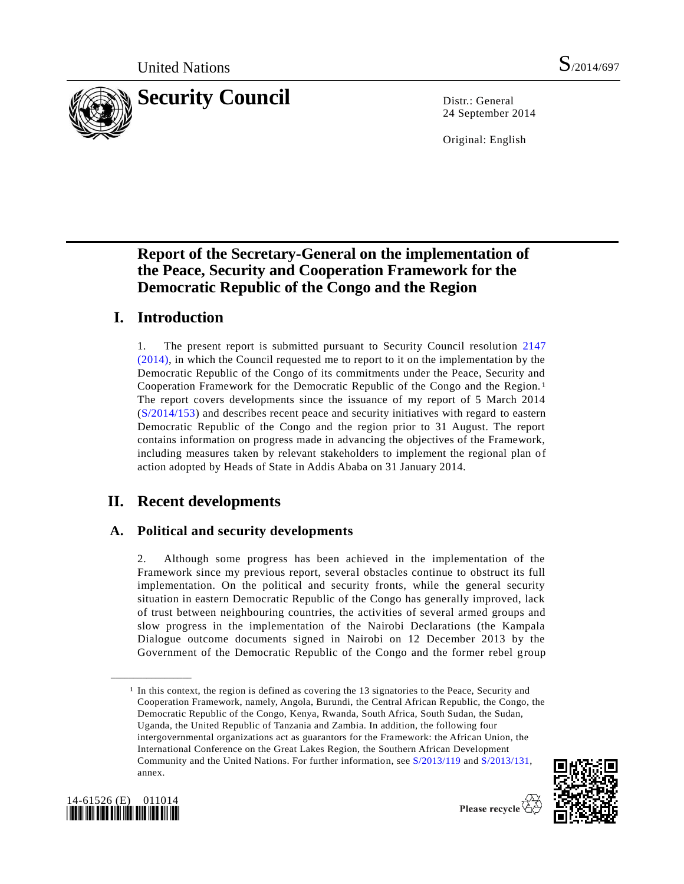United Nations S/2014/697

# Security Council

Distr.: General
24 September 2014

Original: English

## Report of the Secretary-General on the implementation of the Peace, Security and Cooperation Framework for the Democratic Republic of the Congo and the Region

## I. Introduction

1. The present report is submitted pursuant to Security Council resolution 2147 (2014), in which the Council requested me to report to it on the implementation by the Democratic Republic of the Congo of its commitments under the Peace, Security and Cooperation Framework for the Democratic Republic of the Congo and the Region.[1] The report covers developments since the issuance of my report of 5 March 2014 (S/2014/153) and describes recent peace and security initiatives with regard to eastern Democratic Republic of the Congo and the region prior to 31 August. The report contains information on progress made in advancing the objectives of the Framework, including measures taken by relevant stakeholders to implement the regional plan of action adopted by Heads of State in Addis Ababa on 31 January 2014.

## II. Recent developments

### A. Political and security developments

2. Although some progress has been achieved in the implementation of the Framework since my previous report, several obstacles continue to obstruct its full implementation. On the political and security fronts, while the general security situation in eastern Democratic Republic of the Congo has generally improved, lack of trust between neighbouring countries, the activities of several armed groups and slow progress in the implementation of the Nairobi Declarations (the Kampala Dialogue outcome documents signed in Nairobi on 12 December 2013 by the Government of the Democratic Republic of the Congo and the former rebel group

---

[1] In this context, the region is defined as covering the 13 signatories to the Peace, Security and Cooperation Framework, namely, Angola, Burundi, the Central African Republic, the Congo, the Democratic Republic of the Congo, Kenya, Rwanda, South Africa, South Sudan, the Sudan, Uganda, the United Republic of Tanzania and Zambia. In addition, the following four intergovernmental organizations act as guarantors for the Framework: the African Union, the International Conference on the Great Lakes Region, the Southern African Development Community and the United Nations. For further information, see S/2013/119 and S/2013/131, annex.

14-61526 (E) 011014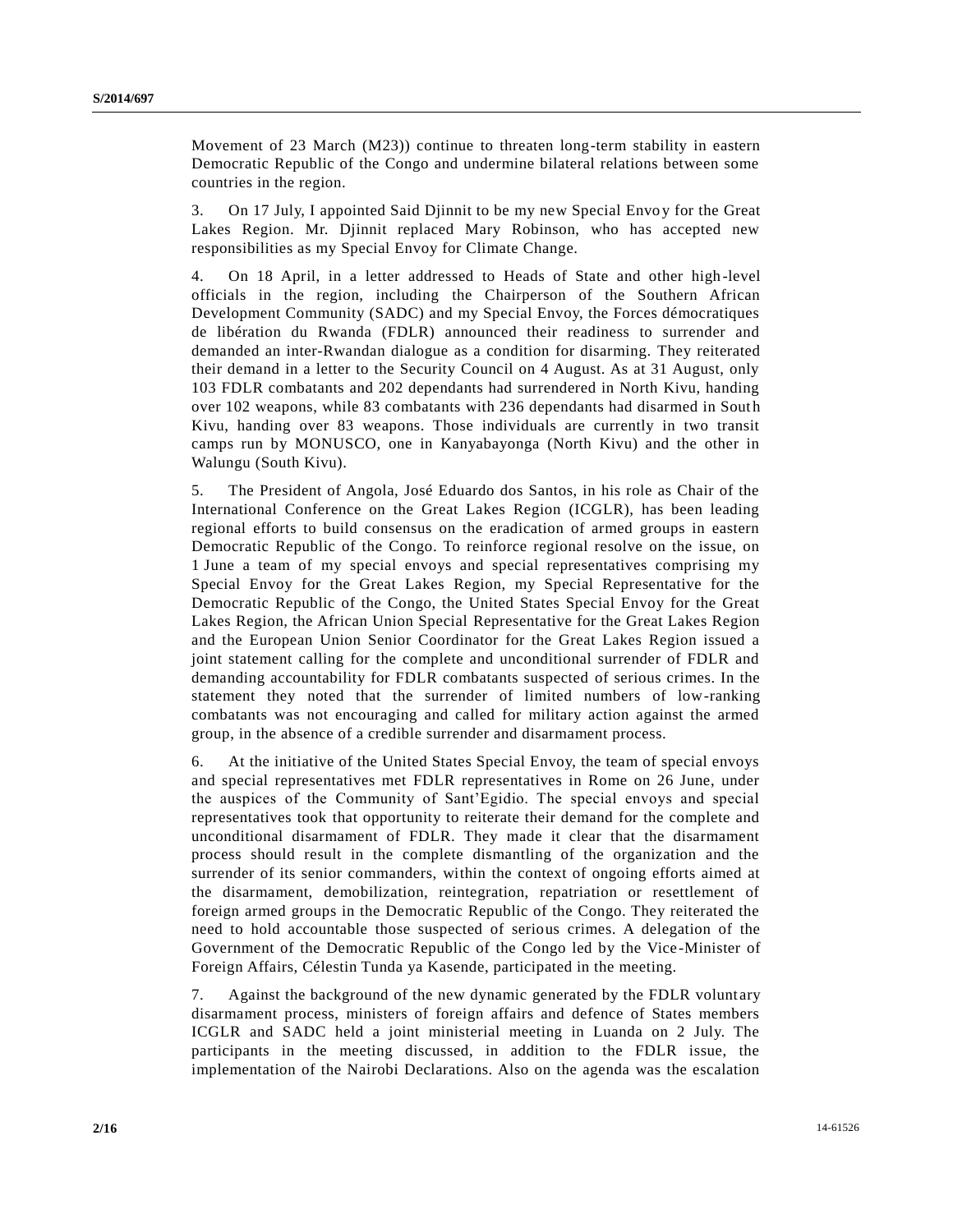Movement of 23 March (M23)) continue to threaten long-term stability in eastern Democratic Republic of the Congo and undermine bilateral relations between some countries in the region.

3. On 17 July, I appointed Said Djinnit to be my new Special Envoy for the Great Lakes Region. Mr. Djinnit replaced Mary Robinson, who has accepted new responsibilities as my Special Envoy for Climate Change.

4. On 18 April, in a letter addressed to Heads of State and other high-level officials in the region, including the Chairperson of the Southern African Development Community (SADC) and my Special Envoy, the Forces démocratiques de libération du Rwanda (FDLR) announced their readiness to surrender and demanded an inter-Rwandan dialogue as a condition for disarming. They reiterated their demand in a letter to the Security Council on 4 August. As at 31 August, only 103 FDLR combatants and 202 dependants had surrendered in North Kivu, handing over 102 weapons, while 83 combatants with 236 dependants had disarmed in South Kivu, handing over 83 weapons. Those individuals are currently in two transit camps run by MONUSCO, one in Kanyabayonga (North Kivu) and the other in Walungu (South Kivu).

5. The President of Angola, José Eduardo dos Santos, in his role as Chair of the International Conference on the Great Lakes Region (ICGLR), has been leading regional efforts to build consensus on the eradication of armed groups in eastern Democratic Republic of the Congo. To reinforce regional resolve on the issue, on 1 June a team of my special envoys and special representatives comprising my Special Envoy for the Great Lakes Region, my Special Representative for the Democratic Republic of the Congo, the United States Special Envoy for the Great Lakes Region, the African Union Special Representative for the Great Lakes Region and the European Union Senior Coordinator for the Great Lakes Region issued a joint statement calling for the complete and unconditional surrender of FDLR and demanding accountability for FDLR combatants suspected of serious crimes. In the statement they noted that the surrender of limited numbers of low-ranking combatants was not encouraging and called for military action against the armed group, in the absence of a credible surrender and disarmament process.

6. At the initiative of the United States Special Envoy, the team of special envoys and special representatives met FDLR representatives in Rome on 26 June, under the auspices of the Community of Sant'Egidio. The special envoys and special representatives took that opportunity to reiterate their demand for the complete and unconditional disarmament of FDLR. They made it clear that the disarmament process should result in the complete dismantling of the organization and the surrender of its senior commanders, within the context of ongoing efforts aimed at the disarmament, demobilization, reintegration, repatriation or resettlement of foreign armed groups in the Democratic Republic of the Congo. They reiterated the need to hold accountable those suspected of serious crimes. A delegation of the Government of the Democratic Republic of the Congo led by the Vice-Minister of Foreign Affairs, Célestin Tunda ya Kasende, participated in the meeting.

7. Against the background of the new dynamic generated by the FDLR voluntary disarmament process, ministers of foreign affairs and defence of States members ICGLR and SADC held a joint ministerial meeting in Luanda on 2 July. The participants in the meeting discussed, in addition to the FDLR issue, the implementation of the Nairobi Declarations. Also on the agenda was the escalation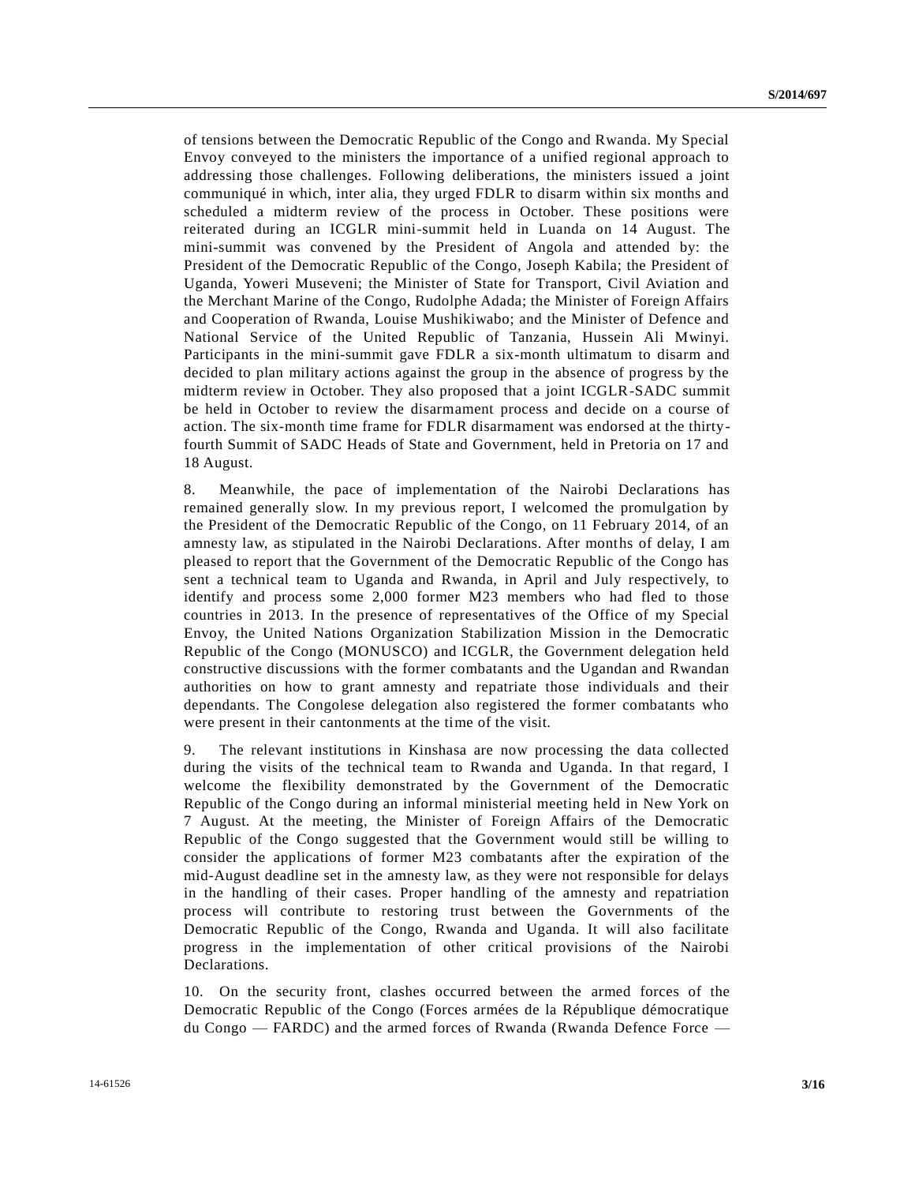of tensions between the Democratic Republic of the Congo and Rwanda. My Special Envoy conveyed to the ministers the importance of a unified regional approach to addressing those challenges. Following deliberations, the ministers issued a joint communiqué in which, inter alia, they urged FDLR to disarm within six months and scheduled a midterm review of the process in October. These positions were reiterated during an ICGLR mini-summit held in Luanda on 14 August. The mini-summit was convened by the President of Angola and attended by: the President of the Democratic Republic of the Congo, Joseph Kabila; the President of Uganda, Yoweri Museveni; the Minister of State for Transport, Civil Aviation and the Merchant Marine of the Congo, Rudolphe Adada; the Minister of Foreign Affairs and Cooperation of Rwanda, Louise Mushikiwabo; and the Minister of Defence and National Service of the United Republic of Tanzania, Hussein Ali Mwinyi. Participants in the mini-summit gave FDLR a six-month ultimatum to disarm and decided to plan military actions against the group in the absence of progress by the midterm review in October. They also proposed that a joint ICGLR-SADC summit be held in October to review the disarmament process and decide on a course of action. The six-month time frame for FDLR disarmament was endorsed at the thirty-fourth Summit of SADC Heads of State and Government, held in Pretoria on 17 and 18 August.

8. Meanwhile, the pace of implementation of the Nairobi Declarations has remained generally slow. In my previous report, I welcomed the promulgation by the President of the Democratic Republic of the Congo, on 11 February 2014, of an amnesty law, as stipulated in the Nairobi Declarations. After months of delay, I am pleased to report that the Government of the Democratic Republic of the Congo has sent a technical team to Uganda and Rwanda, in April and July respectively, to identify and process some 2,000 former M23 members who had fled to those countries in 2013. In the presence of representatives of the Office of my Special Envoy, the United Nations Organization Stabilization Mission in the Democratic Republic of the Congo (MONUSCO) and ICGLR, the Government delegation held constructive discussions with the former combatants and the Ugandan and Rwandan authorities on how to grant amnesty and repatriate those individuals and their dependants. The Congolese delegation also registered the former combatants who were present in their cantonments at the time of the visit.

9. The relevant institutions in Kinshasa are now processing the data collected during the visits of the technical team to Rwanda and Uganda. In that regard, I welcome the flexibility demonstrated by the Government of the Democratic Republic of the Congo during an informal ministerial meeting held in New York on 7 August. At the meeting, the Minister of Foreign Affairs of the Democratic Republic of the Congo suggested that the Government would still be willing to consider the applications of former M23 combatants after the expiration of the mid-August deadline set in the amnesty law, as they were not responsible for delays in the handling of their cases. Proper handling of the amnesty and repatriation process will contribute to restoring trust between the Governments of the Democratic Republic of the Congo, Rwanda and Uganda. It will also facilitate progress in the implementation of other critical provisions of the Nairobi Declarations.

10. On the security front, clashes occurred between the armed forces of the Democratic Republic of the Congo (Forces armées de la République démocratique du Congo — FARDC) and the armed forces of Rwanda (Rwanda Defence Force —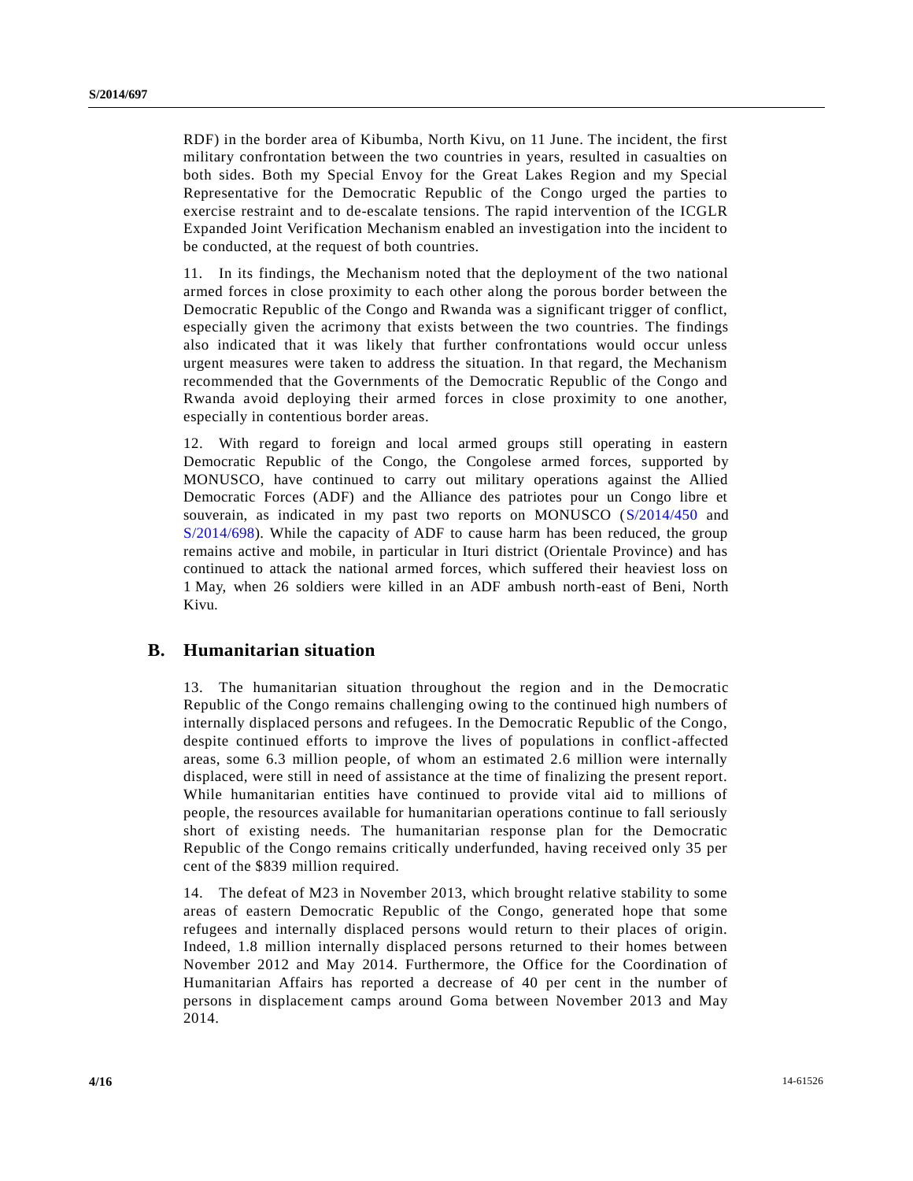RDF) in the border area of Kibumba, North Kivu, on 11 June. The incident, the first military confrontation between the two countries in years, resulted in casualties on both sides. Both my Special Envoy for the Great Lakes Region and my Special Representative for the Democratic Republic of the Congo urged the parties to exercise restraint and to de-escalate tensions. The rapid intervention of the ICGLR Expanded Joint Verification Mechanism enabled an investigation into the incident to be conducted, at the request of both countries.

11. In its findings, the Mechanism noted that the deployment of the two national armed forces in close proximity to each other along the porous border between the Democratic Republic of the Congo and Rwanda was a significant trigger of conflict, especially given the acrimony that exists between the two countries. The findings also indicated that it was likely that further confrontations would occur unless urgent measures were taken to address the situation. In that regard, the Mechanism recommended that the Governments of the Democratic Republic of the Congo and Rwanda avoid deploying their armed forces in close proximity to one another, especially in contentious border areas.

12. With regard to foreign and local armed groups still operating in eastern Democratic Republic of the Congo, the Congolese armed forces, supported by MONUSCO, have continued to carry out military operations against the Allied Democratic Forces (ADF) and the Alliance des patriotes pour un Congo libre et souverain, as indicated in my past two reports on MONUSCO (S/2014/450 and S/2014/698). While the capacity of ADF to cause harm has been reduced, the group remains active and mobile, in particular in Ituri district (Orientale Province) and has continued to attack the national armed forces, which suffered their heaviest loss on 1 May, when 26 soldiers were killed in an ADF ambush north-east of Beni, North Kivu.

## B. Humanitarian situation

13. The humanitarian situation throughout the region and in the Democratic Republic of the Congo remains challenging owing to the continued high numbers of internally displaced persons and refugees. In the Democratic Republic of the Congo, despite continued efforts to improve the lives of populations in conflict-affected areas, some 6.3 million people, of whom an estimated 2.6 million were internally displaced, were still in need of assistance at the time of finalizing the present report. While humanitarian entities have continued to provide vital aid to millions of people, the resources available for humanitarian operations continue to fall seriously short of existing needs. The humanitarian response plan for the Democratic Republic of the Congo remains critically underfunded, having received only 35 per cent of the $839 million required.

14. The defeat of M23 in November 2013, which brought relative stability to some areas of eastern Democratic Republic of the Congo, generated hope that some refugees and internally displaced persons would return to their places of origin. Indeed, 1.8 million internally displaced persons returned to their homes between November 2012 and May 2014. Furthermore, the Office for the Coordination of Humanitarian Affairs has reported a decrease of 40 per cent in the number of persons in displacement camps around Goma between November 2013 and May 2014.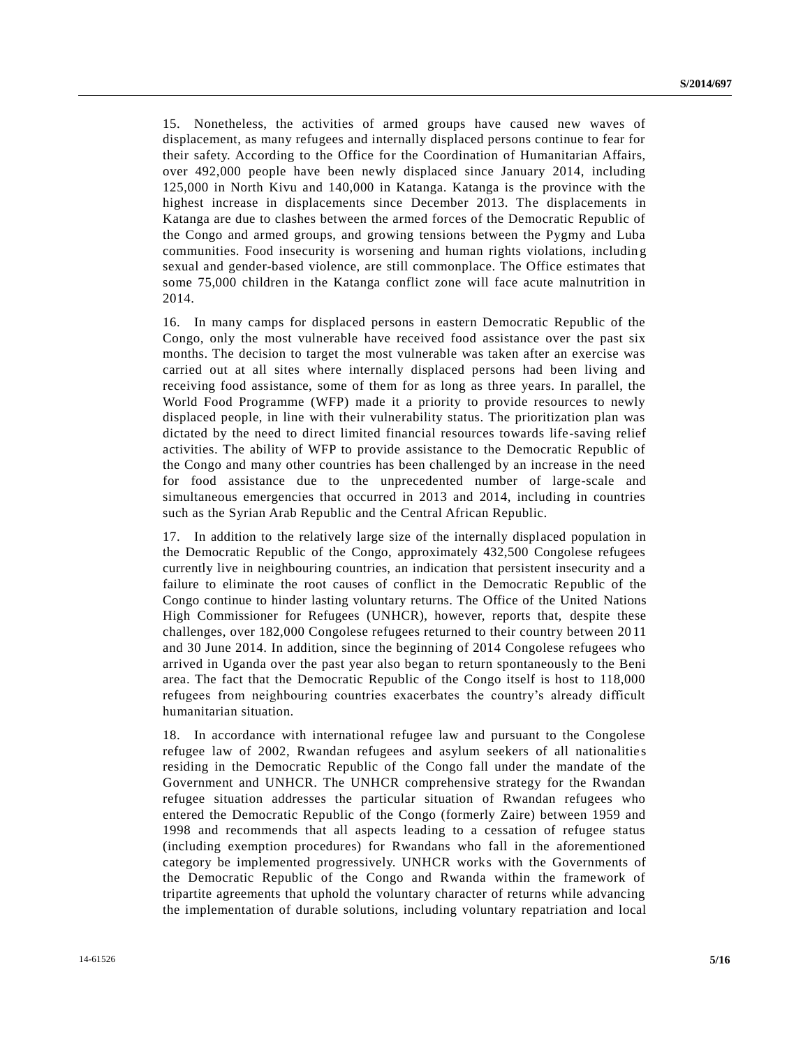15. Nonetheless, the activities of armed groups have caused new waves of displacement, as many refugees and internally displaced persons continue to fear for their safety. According to the Office for the Coordination of Humanitarian Affairs, over 492,000 people have been newly displaced since January 2014, including 125,000 in North Kivu and 140,000 in Katanga. Katanga is the province with the highest increase in displacements since December 2013. The displacements in Katanga are due to clashes between the armed forces of the Democratic Republic of the Congo and armed groups, and growing tensions between the Pygmy and Luba communities. Food insecurity is worsening and human rights violations, including sexual and gender-based violence, are still commonplace. The Office estimates that some 75,000 children in the Katanga conflict zone will face acute malnutrition in 2014.

16. In many camps for displaced persons in eastern Democratic Republic of the Congo, only the most vulnerable have received food assistance over the past six months. The decision to target the most vulnerable was taken after an exercise was carried out at all sites where internally displaced persons had been living and receiving food assistance, some of them for as long as three years. In parallel, the World Food Programme (WFP) made it a priority to provide resources to newly displaced people, in line with their vulnerability status. The prioritization plan was dictated by the need to direct limited financial resources towards life-saving relief activities. The ability of WFP to provide assistance to the Democratic Republic of the Congo and many other countries has been challenged by an increase in the need for food assistance due to the unprecedented number of large-scale and simultaneous emergencies that occurred in 2013 and 2014, including in countries such as the Syrian Arab Republic and the Central African Republic.

17. In addition to the relatively large size of the internally displaced population in the Democratic Republic of the Congo, approximately 432,500 Congolese refugees currently live in neighbouring countries, an indication that persistent insecurity and a failure to eliminate the root causes of conflict in the Democratic Republic of the Congo continue to hinder lasting voluntary returns. The Office of the United Nations High Commissioner for Refugees (UNHCR), however, reports that, despite these challenges, over 182,000 Congolese refugees returned to their country between 2011 and 30 June 2014. In addition, since the beginning of 2014 Congolese refugees who arrived in Uganda over the past year also began to return spontaneously to the Beni area. The fact that the Democratic Republic of the Congo itself is host to 118,000 refugees from neighbouring countries exacerbates the country's already difficult humanitarian situation.

18. In accordance with international refugee law and pursuant to the Congolese refugee law of 2002, Rwandan refugees and asylum seekers of all nationalities residing in the Democratic Republic of the Congo fall under the mandate of the Government and UNHCR. The UNHCR comprehensive strategy for the Rwandan refugee situation addresses the particular situation of Rwandan refugees who entered the Democratic Republic of the Congo (formerly Zaire) between 1959 and 1998 and recommends that all aspects leading to a cessation of refugee status (including exemption procedures) for Rwandans who fall in the aforementioned category be implemented progressively. UNHCR works with the Governments of the Democratic Republic of the Congo and Rwanda within the framework of tripartite agreements that uphold the voluntary character of returns while advancing the implementation of durable solutions, including voluntary repatriation and local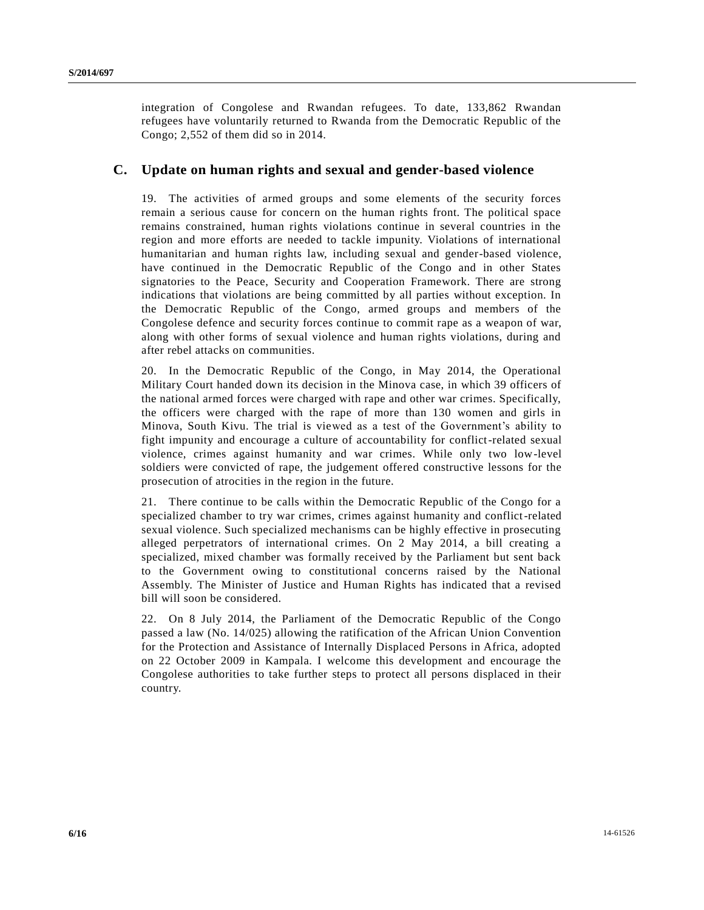integration of Congolese and Rwandan refugees. To date, 133,862 Rwandan refugees have voluntarily returned to Rwanda from the Democratic Republic of the Congo; 2,552 of them did so in 2014.

## C. Update on human rights and sexual and gender-based violence

19. The activities of armed groups and some elements of the security forces remain a serious cause for concern on the human rights front. The political space remains constrained, human rights violations continue in several countries in the region and more efforts are needed to tackle impunity. Violations of international humanitarian and human rights law, including sexual and gender-based violence, have continued in the Democratic Republic of the Congo and in other States signatories to the Peace, Security and Cooperation Framework. There are strong indications that violations are being committed by all parties without exception. In the Democratic Republic of the Congo, armed groups and members of the Congolese defence and security forces continue to commit rape as a weapon of war, along with other forms of sexual violence and human rights violations, during and after rebel attacks on communities.

20. In the Democratic Republic of the Congo, in May 2014, the Operational Military Court handed down its decision in the Minova case, in which 39 officers of the national armed forces were charged with rape and other war crimes. Specifically, the officers were charged with the rape of more than 130 women and girls in Minova, South Kivu. The trial is viewed as a test of the Government's ability to fight impunity and encourage a culture of accountability for conflict-related sexual violence, crimes against humanity and war crimes. While only two low-level soldiers were convicted of rape, the judgement offered constructive lessons for the prosecution of atrocities in the region in the future.

21. There continue to be calls within the Democratic Republic of the Congo for a specialized chamber to try war crimes, crimes against humanity and conflict-related sexual violence. Such specialized mechanisms can be highly effective in prosecuting alleged perpetrators of international crimes. On 2 May 2014, a bill creating a specialized, mixed chamber was formally received by the Parliament but sent back to the Government owing to constitutional concerns raised by the National Assembly. The Minister of Justice and Human Rights has indicated that a revised bill will soon be considered.

22. On 8 July 2014, the Parliament of the Democratic Republic of the Congo passed a law (No. 14/025) allowing the ratification of the African Union Convention for the Protection and Assistance of Internally Displaced Persons in Africa, adopted on 22 October 2009 in Kampala. I welcome this development and encourage the Congolese authorities to take further steps to protect all persons displaced in their country.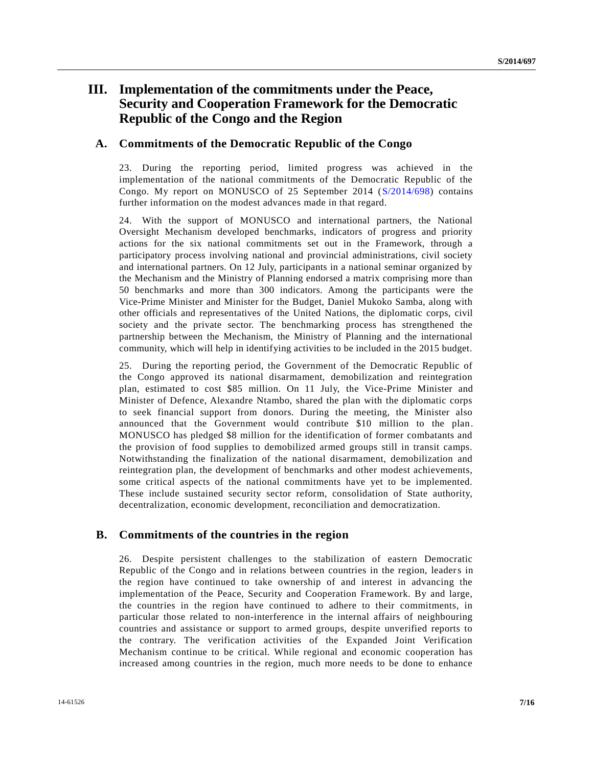# III. Implementation of the commitments under the Peace, Security and Cooperation Framework for the Democratic Republic of the Congo and the Region

## A. Commitments of the Democratic Republic of the Congo

23. During the reporting period, limited progress was achieved in the implementation of the national commitments of the Democratic Republic of the Congo. My report on MONUSCO of 25 September 2014 (S/2014/698) contains further information on the modest advances made in that regard.

24. With the support of MONUSCO and international partners, the National Oversight Mechanism developed benchmarks, indicators of progress and priority actions for the six national commitments set out in the Framework, through a participatory process involving national and provincial administrations, civil society and international partners. On 12 July, participants in a national seminar organized by the Mechanism and the Ministry of Planning endorsed a matrix comprising more than 50 benchmarks and more than 300 indicators. Among the participants were the Vice-Prime Minister and Minister for the Budget, Daniel Mukoko Samba, along with other officials and representatives of the United Nations, the diplomatic corps, civil society and the private sector. The benchmarking process has strengthened the partnership between the Mechanism, the Ministry of Planning and the international community, which will help in identifying activities to be included in the 2015 budget.

25. During the reporting period, the Government of the Democratic Republic of the Congo approved its national disarmament, demobilization and reintegration plan, estimated to cost \$85 million. On 11 July, the Vice-Prime Minister and Minister of Defence, Alexandre Ntambo, shared the plan with the diplomatic corps to seek financial support from donors. During the meeting, the Minister also announced that the Government would contribute \$10 million to the plan. MONUSCO has pledged \$8 million for the identification of former combatants and the provision of food supplies to demobilized armed groups still in transit camps. Notwithstanding the finalization of the national disarmament, demobilization and reintegration plan, the development of benchmarks and other modest achievements, some critical aspects of the national commitments have yet to be implemented. These include sustained security sector reform, consolidation of State authority, decentralization, economic development, reconciliation and democratization.

## B. Commitments of the countries in the region

26. Despite persistent challenges to the stabilization of eastern Democratic Republic of the Congo and in relations between countries in the region, leaders in the region have continued to take ownership of and interest in advancing the implementation of the Peace, Security and Cooperation Framework. By and large, the countries in the region have continued to adhere to their commitments, in particular those related to non-interference in the internal affairs of neighbouring countries and assistance or support to armed groups, despite unverified reports to the contrary. The verification activities of the Expanded Joint Verification Mechanism continue to be critical. While regional and economic cooperation has increased among countries in the region, much more needs to be done to enhance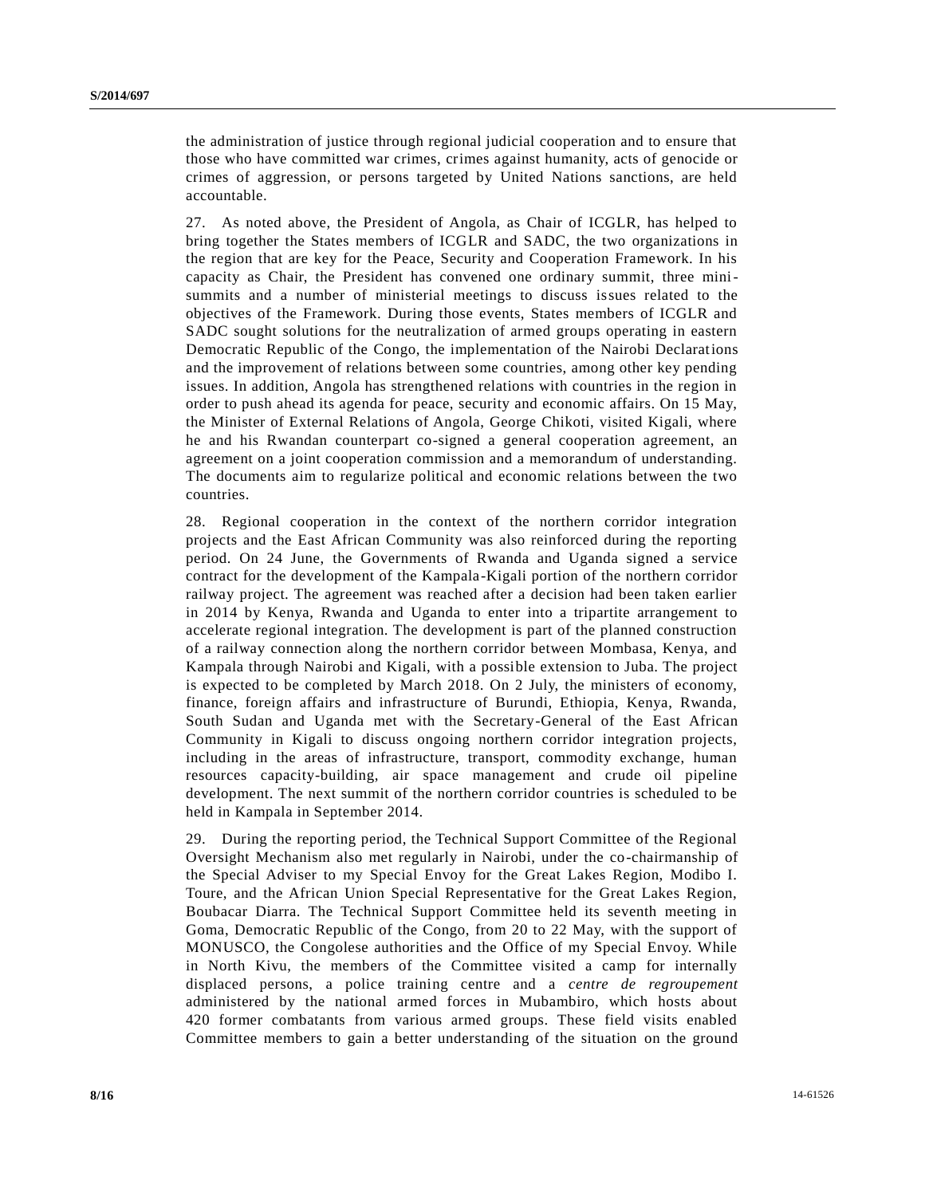the administration of justice through regional judicial cooperation and to ensure that those who have committed war crimes, crimes against humanity, acts of genocide or crimes of aggression, or persons targeted by United Nations sanctions, are held accountable.

27. As noted above, the President of Angola, as Chair of ICGLR, has helped to bring together the States members of ICGLR and SADC, the two organizations in the region that are key for the Peace, Security and Cooperation Framework. In his capacity as Chair, the President has convened one ordinary summit, three mini-summits and a number of ministerial meetings to discuss issues related to the objectives of the Framework. During those events, States members of ICGLR and SADC sought solutions for the neutralization of armed groups operating in eastern Democratic Republic of the Congo, the implementation of the Nairobi Declarations and the improvement of relations between some countries, among other key pending issues. In addition, Angola has strengthened relations with countries in the region in order to push ahead its agenda for peace, security and economic affairs. On 15 May, the Minister of External Relations of Angola, George Chikoti, visited Kigali, where he and his Rwandan counterpart co-signed a general cooperation agreement, an agreement on a joint cooperation commission and a memorandum of understanding. The documents aim to regularize political and economic relations between the two countries.

28. Regional cooperation in the context of the northern corridor integration projects and the East African Community was also reinforced during the reporting period. On 24 June, the Governments of Rwanda and Uganda signed a service contract for the development of the Kampala-Kigali portion of the northern corridor railway project. The agreement was reached after a decision had been taken earlier in 2014 by Kenya, Rwanda and Uganda to enter into a tripartite arrangement to accelerate regional integration. The development is part of the planned construction of a railway connection along the northern corridor between Mombasa, Kenya, and Kampala through Nairobi and Kigali, with a possible extension to Juba. The project is expected to be completed by March 2018. On 2 July, the ministers of economy, finance, foreign affairs and infrastructure of Burundi, Ethiopia, Kenya, Rwanda, South Sudan and Uganda met with the Secretary-General of the East African Community in Kigali to discuss ongoing northern corridor integration projects, including in the areas of infrastructure, transport, commodity exchange, human resources capacity-building, air space management and crude oil pipeline development. The next summit of the northern corridor countries is scheduled to be held in Kampala in September 2014.

29. During the reporting period, the Technical Support Committee of the Regional Oversight Mechanism also met regularly in Nairobi, under the co-chairmanship of the Special Adviser to my Special Envoy for the Great Lakes Region, Modibo I. Toure, and the African Union Special Representative for the Great Lakes Region, Boubacar Diarra. The Technical Support Committee held its seventh meeting in Goma, Democratic Republic of the Congo, from 20 to 22 May, with the support of MONUSCO, the Congolese authorities and the Office of my Special Envoy. While in North Kivu, the members of the Committee visited a camp for internally displaced persons, a police training centre and a *centre de regroupement* administered by the national armed forces in Mubambiro, which hosts about 420 former combatants from various armed groups. These field visits enabled Committee members to gain a better understanding of the situation on the ground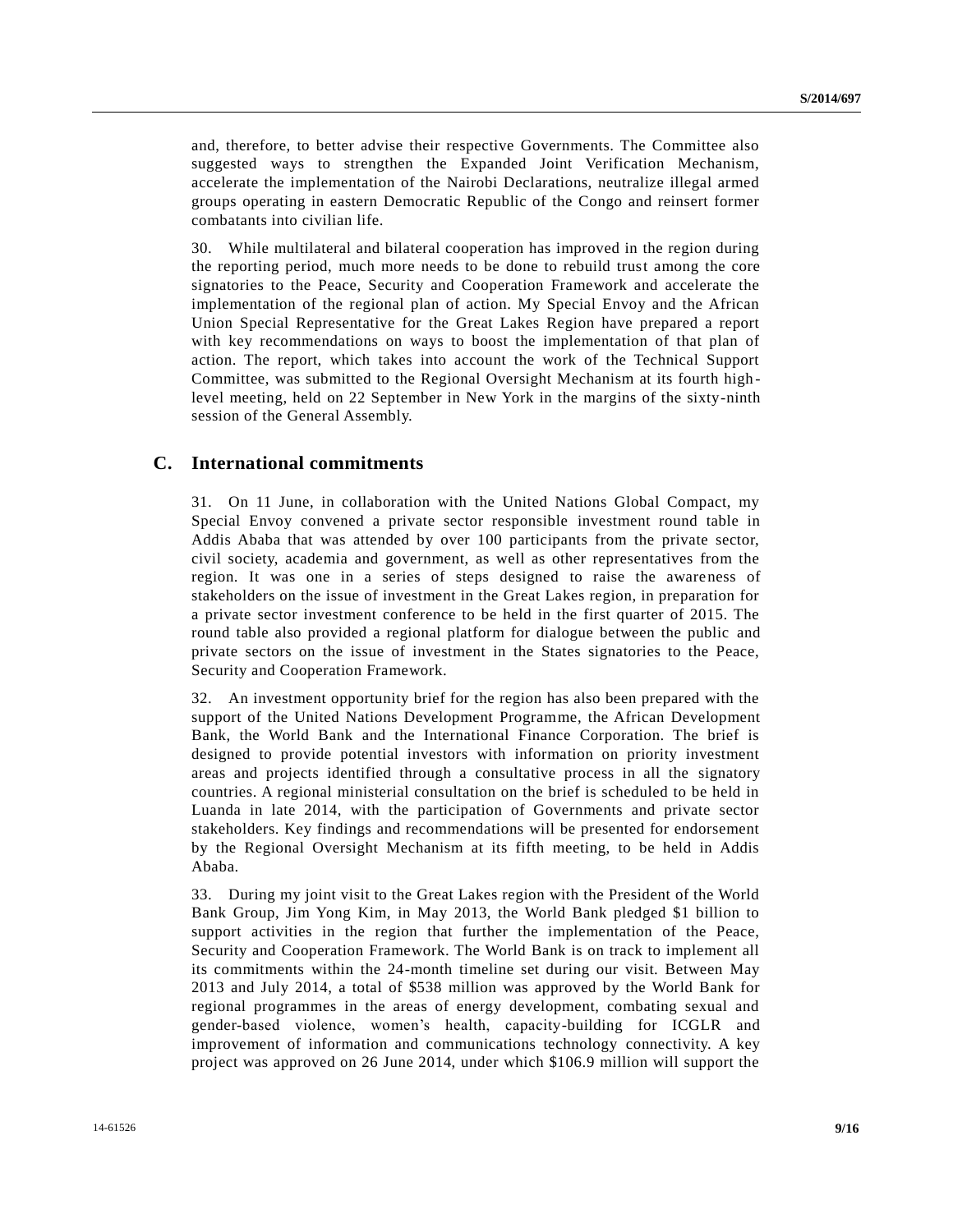and, therefore, to better advise their respective Governments. The Committee also suggested ways to strengthen the Expanded Joint Verification Mechanism, accelerate the implementation of the Nairobi Declarations, neutralize illegal armed groups operating in eastern Democratic Republic of the Congo and reinsert former combatants into civilian life.

30. While multilateral and bilateral cooperation has improved in the region during the reporting period, much more needs to be done to rebuild trust among the core signatories to the Peace, Security and Cooperation Framework and accelerate the implementation of the regional plan of action. My Special Envoy and the African Union Special Representative for the Great Lakes Region have prepared a report with key recommendations on ways to boost the implementation of that plan of action. The report, which takes into account the work of the Technical Support Committee, was submitted to the Regional Oversight Mechanism at its fourth high-level meeting, held on 22 September in New York in the margins of the sixty-ninth session of the General Assembly.

## C. International commitments

31. On 11 June, in collaboration with the United Nations Global Compact, my Special Envoy convened a private sector responsible investment round table in Addis Ababa that was attended by over 100 participants from the private sector, civil society, academia and government, as well as other representatives from the region. It was one in a series of steps designed to raise the awareness of stakeholders on the issue of investment in the Great Lakes region, in preparation for a private sector investment conference to be held in the first quarter of 2015. The round table also provided a regional platform for dialogue between the public and private sectors on the issue of investment in the States signatories to the Peace, Security and Cooperation Framework.

32. An investment opportunity brief for the region has also been prepared with the support of the United Nations Development Programme, the African Development Bank, the World Bank and the International Finance Corporation. The brief is designed to provide potential investors with information on priority investment areas and projects identified through a consultative process in all the signatory countries. A regional ministerial consultation on the brief is scheduled to be held in Luanda in late 2014, with the participation of Governments and private sector stakeholders. Key findings and recommendations will be presented for endorsement by the Regional Oversight Mechanism at its fifth meeting, to be held in Addis Ababa.

33. During my joint visit to the Great Lakes region with the President of the World Bank Group, Jim Yong Kim, in May 2013, the World Bank pledged $1 billion to support activities in the region that further the implementation of the Peace, Security and Cooperation Framework. The World Bank is on track to implement all its commitments within the 24-month timeline set during our visit. Between May 2013 and July 2014, a total of $538 million was approved by the World Bank for regional programmes in the areas of energy development, combating sexual and gender-based violence, women's health, capacity-building for ICGLR and improvement of information and communications technology connectivity. A key project was approved on 26 June 2014, under which $106.9 million will support the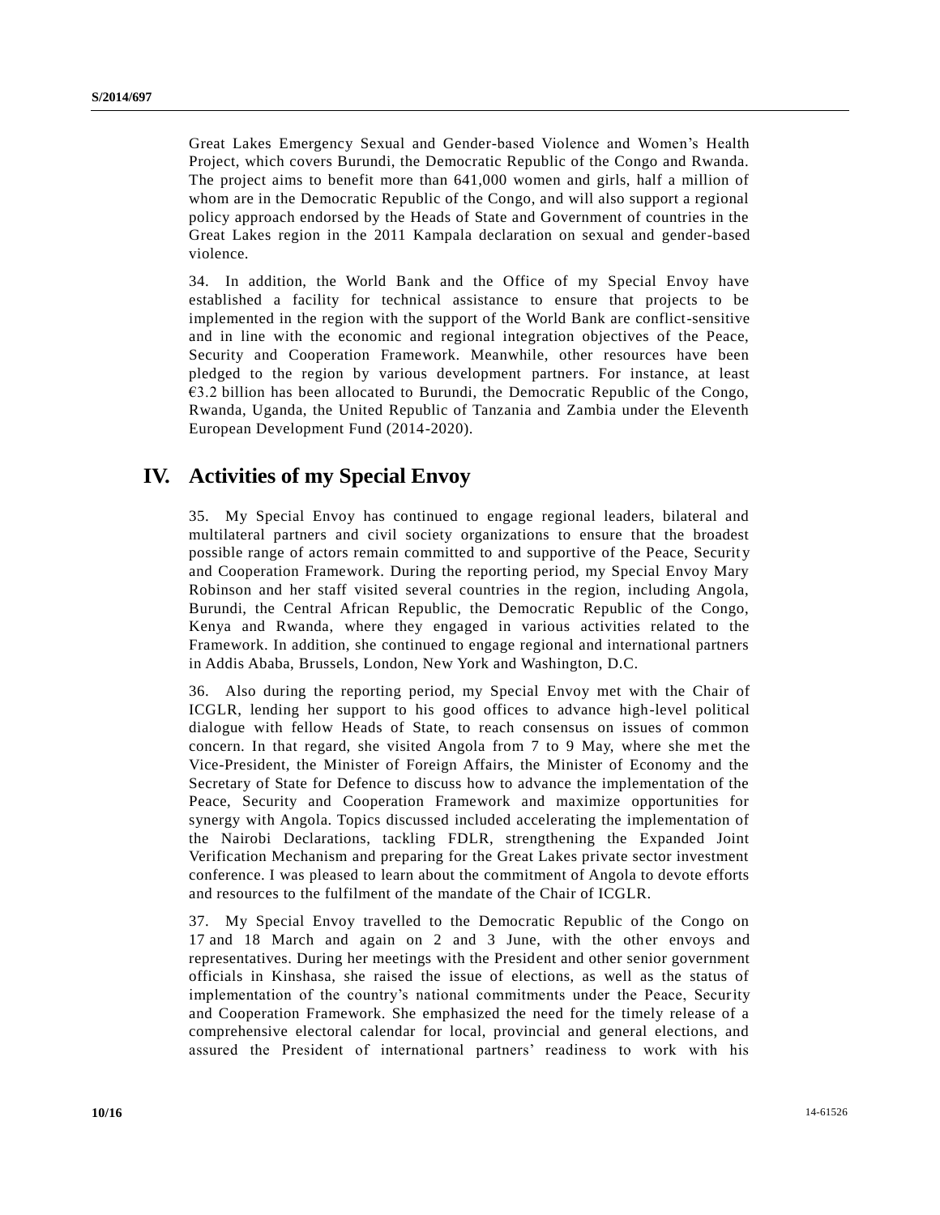Great Lakes Emergency Sexual and Gender-based Violence and Women's Health Project, which covers Burundi, the Democratic Republic of the Congo and Rwanda. The project aims to benefit more than 641,000 women and girls, half a million of whom are in the Democratic Republic of the Congo, and will also support a regional policy approach endorsed by the Heads of State and Government of countries in the Great Lakes region in the 2011 Kampala declaration on sexual and gender-based violence.

34. In addition, the World Bank and the Office of my Special Envoy have established a facility for technical assistance to ensure that projects to be implemented in the region with the support of the World Bank are conflict-sensitive and in line with the economic and regional integration objectives of the Peace, Security and Cooperation Framework. Meanwhile, other resources have been pledged to the region by various development partners. For instance, at least €3.2 billion has been allocated to Burundi, the Democratic Republic of the Congo, Rwanda, Uganda, the United Republic of Tanzania and Zambia under the Eleventh European Development Fund (2014-2020).

## IV. Activities of my Special Envoy

35. My Special Envoy has continued to engage regional leaders, bilateral and multilateral partners and civil society organizations to ensure that the broadest possible range of actors remain committed to and supportive of the Peace, Security and Cooperation Framework. During the reporting period, my Special Envoy Mary Robinson and her staff visited several countries in the region, including Angola, Burundi, the Central African Republic, the Democratic Republic of the Congo, Kenya and Rwanda, where they engaged in various activities related to the Framework. In addition, she continued to engage regional and international partners in Addis Ababa, Brussels, London, New York and Washington, D.C.

36. Also during the reporting period, my Special Envoy met with the Chair of ICGLR, lending her support to his good offices to advance high-level political dialogue with fellow Heads of State, to reach consensus on issues of common concern. In that regard, she visited Angola from 7 to 9 May, where she met the Vice-President, the Minister of Foreign Affairs, the Minister of Economy and the Secretary of State for Defence to discuss how to advance the implementation of the Peace, Security and Cooperation Framework and maximize opportunities for synergy with Angola. Topics discussed included accelerating the implementation of the Nairobi Declarations, tackling FDLR, strengthening the Expanded Joint Verification Mechanism and preparing for the Great Lakes private sector investment conference. I was pleased to learn about the commitment of Angola to devote efforts and resources to the fulfilment of the mandate of the Chair of ICGLR.

37. My Special Envoy travelled to the Democratic Republic of the Congo on 17 and 18 March and again on 2 and 3 June, with the other envoys and representatives. During her meetings with the President and other senior government officials in Kinshasa, she raised the issue of elections, as well as the status of implementation of the country's national commitments under the Peace, Security and Cooperation Framework. She emphasized the need for the timely release of a comprehensive electoral calendar for local, provincial and general elections, and assured the President of international partners' readiness to work with his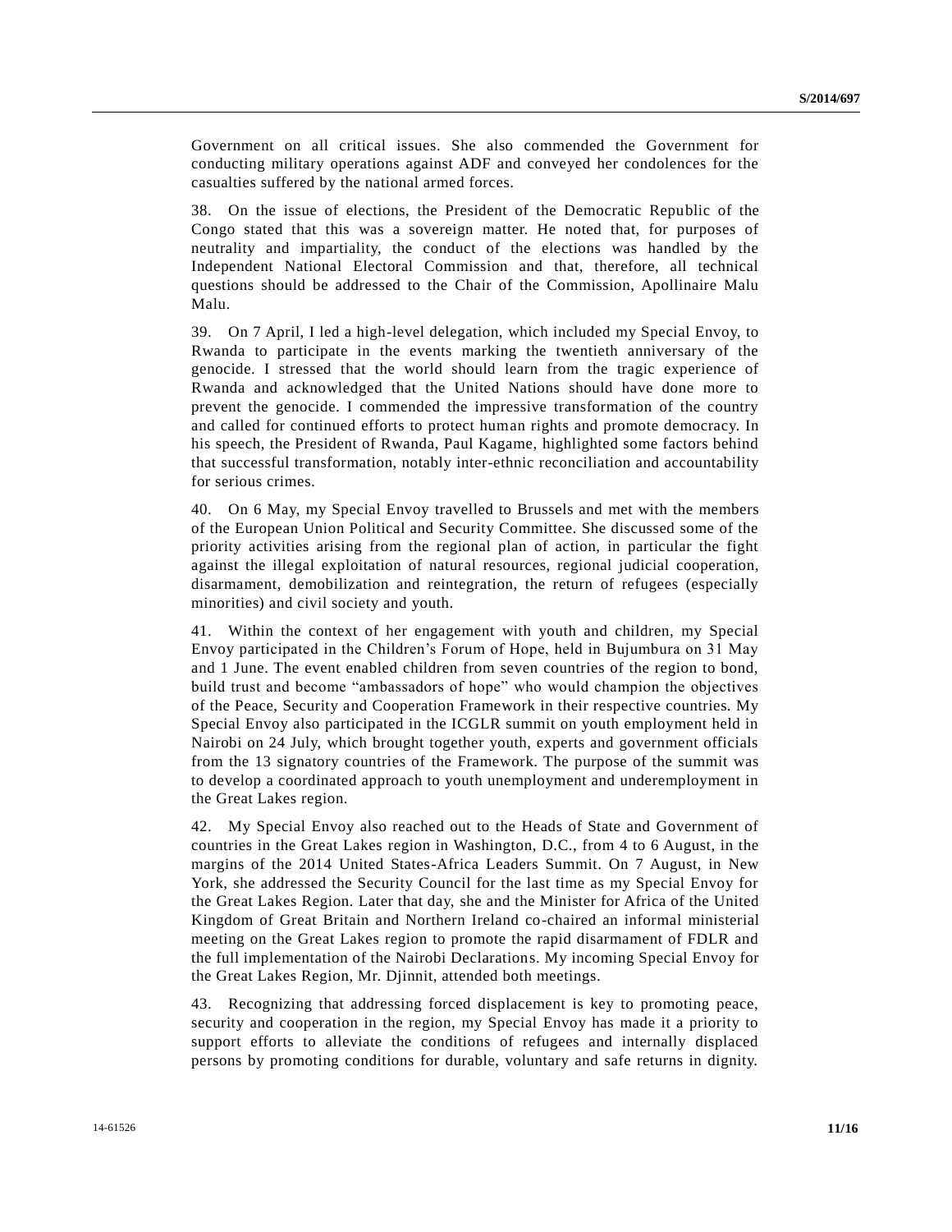Government on all critical issues. She also commended the Government for conducting military operations against ADF and conveyed her condolences for the casualties suffered by the national armed forces.

38. On the issue of elections, the President of the Democratic Republic of the Congo stated that this was a sovereign matter. He noted that, for purposes of neutrality and impartiality, the conduct of the elections was handled by the Independent National Electoral Commission and that, therefore, all technical questions should be addressed to the Chair of the Commission, Apollinaire Malu Malu.

39. On 7 April, I led a high-level delegation, which included my Special Envoy, to Rwanda to participate in the events marking the twentieth anniversary of the genocide. I stressed that the world should learn from the tragic experience of Rwanda and acknowledged that the United Nations should have done more to prevent the genocide. I commended the impressive transformation of the country and called for continued efforts to protect human rights and promote democracy. In his speech, the President of Rwanda, Paul Kagame, highlighted some factors behind that successful transformation, notably inter-ethnic reconciliation and accountability for serious crimes.

40. On 6 May, my Special Envoy travelled to Brussels and met with the members of the European Union Political and Security Committee. She discussed some of the priority activities arising from the regional plan of action, in particular the fight against the illegal exploitation of natural resources, regional judicial cooperation, disarmament, demobilization and reintegration, the return of refugees (especially minorities) and civil society and youth.

41. Within the context of her engagement with youth and children, my Special Envoy participated in the Children's Forum of Hope, held in Bujumbura on 31 May and 1 June. The event enabled children from seven countries of the region to bond, build trust and become "ambassadors of hope" who would champion the objectives of the Peace, Security and Cooperation Framework in their respective countries. My Special Envoy also participated in the ICGLR summit on youth employment held in Nairobi on 24 July, which brought together youth, experts and government officials from the 13 signatory countries of the Framework. The purpose of the summit was to develop a coordinated approach to youth unemployment and underemployment in the Great Lakes region.

42. My Special Envoy also reached out to the Heads of State and Government of countries in the Great Lakes region in Washington, D.C., from 4 to 6 August, in the margins of the 2014 United States-Africa Leaders Summit. On 7 August, in New York, she addressed the Security Council for the last time as my Special Envoy for the Great Lakes Region. Later that day, she and the Minister for Africa of the United Kingdom of Great Britain and Northern Ireland co-chaired an informal ministerial meeting on the Great Lakes region to promote the rapid disarmament of FDLR and the full implementation of the Nairobi Declarations. My incoming Special Envoy for the Great Lakes Region, Mr. Djinnit, attended both meetings.

43. Recognizing that addressing forced displacement is key to promoting peace, security and cooperation in the region, my Special Envoy has made it a priority to support efforts to alleviate the conditions of refugees and internally displaced persons by promoting conditions for durable, voluntary and safe returns in dignity.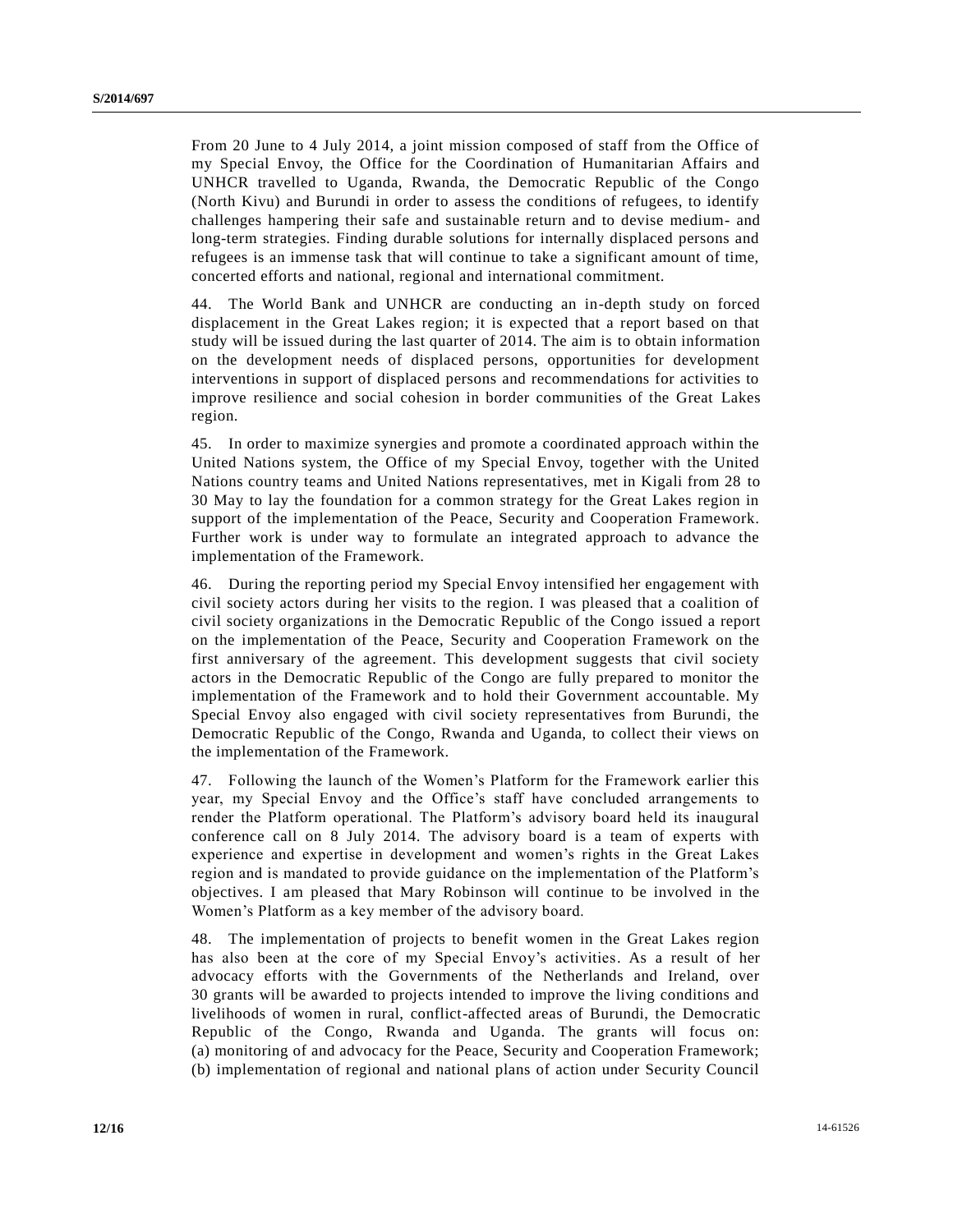From 20 June to 4 July 2014, a joint mission composed of staff from the Office of my Special Envoy, the Office for the Coordination of Humanitarian Affairs and UNHCR travelled to Uganda, Rwanda, the Democratic Republic of the Congo (North Kivu) and Burundi in order to assess the conditions of refugees, to identify challenges hampering their safe and sustainable return and to devise medium- and long-term strategies. Finding durable solutions for internally displaced persons and refugees is an immense task that will continue to take a significant amount of time, concerted efforts and national, regional and international commitment.

44. The World Bank and UNHCR are conducting an in-depth study on forced displacement in the Great Lakes region; it is expected that a report based on that study will be issued during the last quarter of 2014. The aim is to obtain information on the development needs of displaced persons, opportunities for development interventions in support of displaced persons and recommendations for activities to improve resilience and social cohesion in border communities of the Great Lakes region.

45. In order to maximize synergies and promote a coordinated approach within the United Nations system, the Office of my Special Envoy, together with the United Nations country teams and United Nations representatives, met in Kigali from 28 to 30 May to lay the foundation for a common strategy for the Great Lakes region in support of the implementation of the Peace, Security and Cooperation Framework. Further work is under way to formulate an integrated approach to advance the implementation of the Framework.

46. During the reporting period my Special Envoy intensified her engagement with civil society actors during her visits to the region. I was pleased that a coalition of civil society organizations in the Democratic Republic of the Congo issued a report on the implementation of the Peace, Security and Cooperation Framework on the first anniversary of the agreement. This development suggests that civil society actors in the Democratic Republic of the Congo are fully prepared to monitor the implementation of the Framework and to hold their Government accountable. My Special Envoy also engaged with civil society representatives from Burundi, the Democratic Republic of the Congo, Rwanda and Uganda, to collect their views on the implementation of the Framework.

47. Following the launch of the Women's Platform for the Framework earlier this year, my Special Envoy and the Office's staff have concluded arrangements to render the Platform operational. The Platform's advisory board held its inaugural conference call on 8 July 2014. The advisory board is a team of experts with experience and expertise in development and women's rights in the Great Lakes region and is mandated to provide guidance on the implementation of the Platform's objectives. I am pleased that Mary Robinson will continue to be involved in the Women's Platform as a key member of the advisory board.

48. The implementation of projects to benefit women in the Great Lakes region has also been at the core of my Special Envoy's activities. As a result of her advocacy efforts with the Governments of the Netherlands and Ireland, over 30 grants will be awarded to projects intended to improve the living conditions and livelihoods of women in rural, conflict-affected areas of Burundi, the Democratic Republic of the Congo, Rwanda and Uganda. The grants will focus on: (a) monitoring of and advocacy for the Peace, Security and Cooperation Framework; (b) implementation of regional and national plans of action under Security Council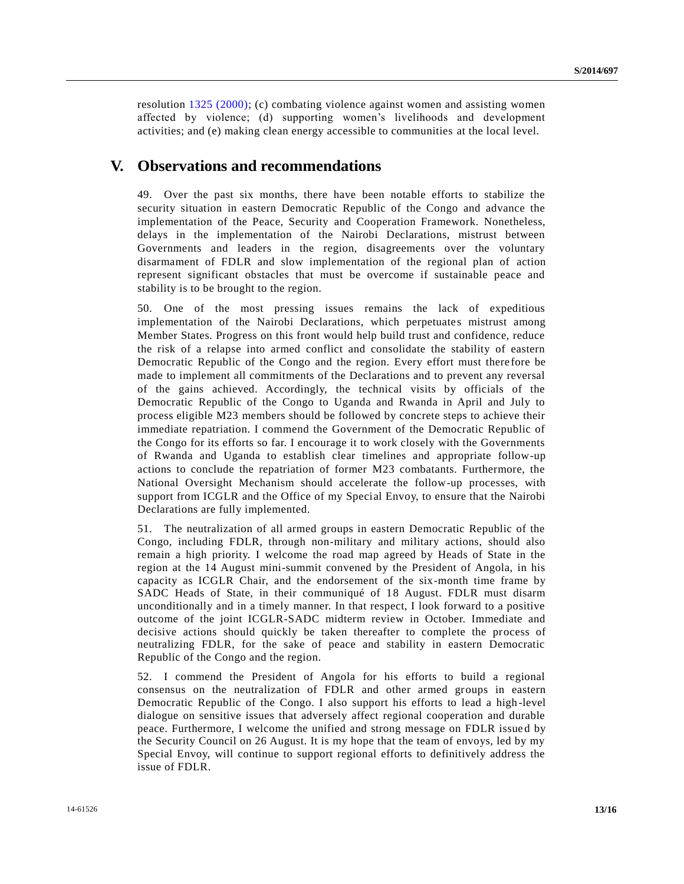resolution 1325 (2000); (c) combating violence against women and assisting women affected by violence; (d) supporting women's livelihoods and development activities; and (e) making clean energy accessible to communities at the local level.

# V. Observations and recommendations

49. Over the past six months, there have been notable efforts to stabilize the security situation in eastern Democratic Republic of the Congo and advance the implementation of the Peace, Security and Cooperation Framework. Nonetheless, delays in the implementation of the Nairobi Declarations, mistrust between Governments and leaders in the region, disagreements over the voluntary disarmament of FDLR and slow implementation of the regional plan of action represent significant obstacles that must be overcome if sustainable peace and stability is to be brought to the region.

50. One of the most pressing issues remains the lack of expeditious implementation of the Nairobi Declarations, which perpetuates mistrust among Member States. Progress on this front would help build trust and confidence, reduce the risk of a relapse into armed conflict and consolidate the stability of eastern Democratic Republic of the Congo and the region. Every effort must therefore be made to implement all commitments of the Declarations and to prevent any reversal of the gains achieved. Accordingly, the technical visits by officials of the Democratic Republic of the Congo to Uganda and Rwanda in April and July to process eligible M23 members should be followed by concrete steps to achieve their immediate repatriation. I commend the Government of the Democratic Republic of the Congo for its efforts so far. I encourage it to work closely with the Governments of Rwanda and Uganda to establish clear timelines and appropriate follow-up actions to conclude the repatriation of former M23 combatants. Furthermore, the National Oversight Mechanism should accelerate the follow-up processes, with support from ICGLR and the Office of my Special Envoy, to ensure that the Nairobi Declarations are fully implemented.

51. The neutralization of all armed groups in eastern Democratic Republic of the Congo, including FDLR, through non-military and military actions, should also remain a high priority. I welcome the road map agreed by Heads of State in the region at the 14 August mini-summit convened by the President of Angola, in his capacity as ICGLR Chair, and the endorsement of the six-month time frame by SADC Heads of State, in their communiqué of 18 August. FDLR must disarm unconditionally and in a timely manner. In that respect, I look forward to a positive outcome of the joint ICGLR-SADC midterm review in October. Immediate and decisive actions should quickly be taken thereafter to complete the process of neutralizing FDLR, for the sake of peace and stability in eastern Democratic Republic of the Congo and the region.

52. I commend the President of Angola for his efforts to build a regional consensus on the neutralization of FDLR and other armed groups in eastern Democratic Republic of the Congo. I also support his efforts to lead a high-level dialogue on sensitive issues that adversely affect regional cooperation and durable peace. Furthermore, I welcome the unified and strong message on FDLR issued by the Security Council on 26 August. It is my hope that the team of envoys, led by my Special Envoy, will continue to support regional efforts to definitively address the issue of FDLR.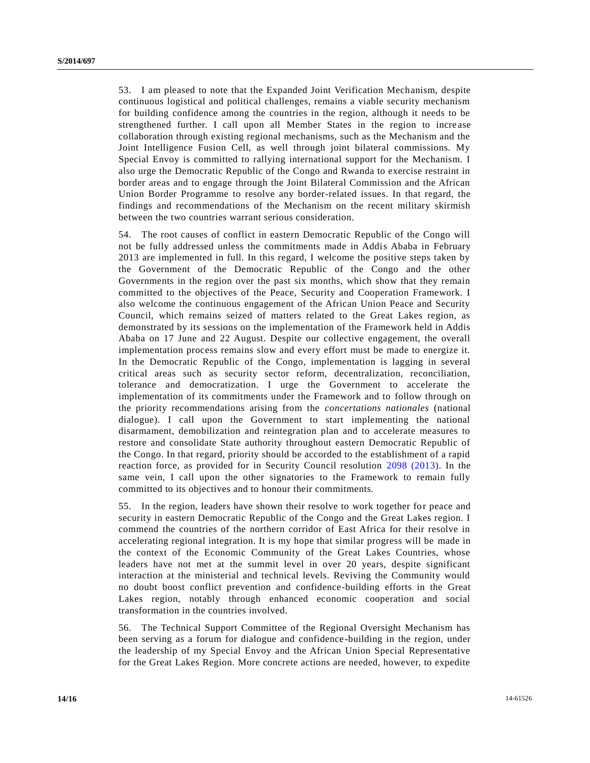53. I am pleased to note that the Expanded Joint Verification Mechanism, despite continuous logistical and political challenges, remains a viable security mechanism for building confidence among the countries in the region, although it needs to be strengthened further. I call upon all Member States in the region to increase collaboration through existing regional mechanisms, such as the Mechanism and the Joint Intelligence Fusion Cell, as well through joint bilateral commissions. My Special Envoy is committed to rallying international support for the Mechanism. I also urge the Democratic Republic of the Congo and Rwanda to exercise restraint in border areas and to engage through the Joint Bilateral Commission and the African Union Border Programme to resolve any border-related issues. In that regard, the findings and recommendations of the Mechanism on the recent military skirmish between the two countries warrant serious consideration.

54. The root causes of conflict in eastern Democratic Republic of the Congo will not be fully addressed unless the commitments made in Addis Ababa in February 2013 are implemented in full. In this regard, I welcome the positive steps taken by the Government of the Democratic Republic of the Congo and the other Governments in the region over the past six months, which show that they remain committed to the objectives of the Peace, Security and Cooperation Framework. I also welcome the continuous engagement of the African Union Peace and Security Council, which remains seized of matters related to the Great Lakes region, as demonstrated by its sessions on the implementation of the Framework held in Addis Ababa on 17 June and 22 August. Despite our collective engagement, the overall implementation process remains slow and every effort must be made to energize it. In the Democratic Republic of the Congo, implementation is lagging in several critical areas such as security sector reform, decentralization, reconciliation, tolerance and democratization. I urge the Government to accelerate the implementation of its commitments under the Framework and to follow through on the priority recommendations arising from the *concertations nationales* (national dialogue). I call upon the Government to start implementing the national disarmament, demobilization and reintegration plan and to accelerate measures to restore and consolidate State authority throughout eastern Democratic Republic of the Congo. In that regard, priority should be accorded to the establishment of a rapid reaction force, as provided for in Security Council resolution 2098 (2013). In the same vein, I call upon the other signatories to the Framework to remain fully committed to its objectives and to honour their commitments.

55. In the region, leaders have shown their resolve to work together for peace and security in eastern Democratic Republic of the Congo and the Great Lakes region. I commend the countries of the northern corridor of East Africa for their resolve in accelerating regional integration. It is my hope that similar progress will be made in the context of the Economic Community of the Great Lakes Countries, whose leaders have not met at the summit level in over 20 years, despite significant interaction at the ministerial and technical levels. Reviving the Community would no doubt boost conflict prevention and confidence-building efforts in the Great Lakes region, notably through enhanced economic cooperation and social transformation in the countries involved.

56. The Technical Support Committee of the Regional Oversight Mechanism has been serving as a forum for dialogue and confidence-building in the region, under the leadership of my Special Envoy and the African Union Special Representative for the Great Lakes Region. More concrete actions are needed, however, to expedite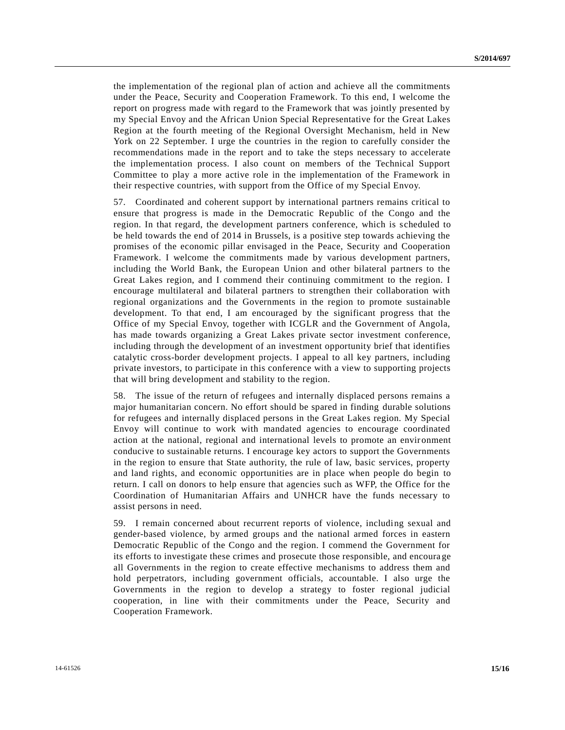the implementation of the regional plan of action and achieve all the commitments under the Peace, Security and Cooperation Framework. To this end, I welcome the report on progress made with regard to the Framework that was jointly presented by my Special Envoy and the African Union Special Representative for the Great Lakes Region at the fourth meeting of the Regional Oversight Mechanism, held in New York on 22 September. I urge the countries in the region to carefully consider the recommendations made in the report and to take the steps necessary to accelerate the implementation process. I also count on members of the Technical Support Committee to play a more active role in the implementation of the Framework in their respective countries, with support from the Office of my Special Envoy.

57. Coordinated and coherent support by international partners remains critical to ensure that progress is made in the Democratic Republic of the Congo and the region. In that regard, the development partners conference, which is scheduled to be held towards the end of 2014 in Brussels, is a positive step towards achieving the promises of the economic pillar envisaged in the Peace, Security and Cooperation Framework. I welcome the commitments made by various development partners, including the World Bank, the European Union and other bilateral partners to the Great Lakes region, and I commend their continuing commitment to the region. I encourage multilateral and bilateral partners to strengthen their collaboration with regional organizations and the Governments in the region to promote sustainable development. To that end, I am encouraged by the significant progress that the Office of my Special Envoy, together with ICGLR and the Government of Angola, has made towards organizing a Great Lakes private sector investment conference, including through the development of an investment opportunity brief that identifies catalytic cross-border development projects. I appeal to all key partners, including private investors, to participate in this conference with a view to supporting projects that will bring development and stability to the region.

58. The issue of the return of refugees and internally displaced persons remains a major humanitarian concern. No effort should be spared in finding durable solutions for refugees and internally displaced persons in the Great Lakes region. My Special Envoy will continue to work with mandated agencies to encourage coordinated action at the national, regional and international levels to promote an environment conducive to sustainable returns. I encourage key actors to support the Governments in the region to ensure that State authority, the rule of law, basic services, property and land rights, and economic opportunities are in place when people do begin to return. I call on donors to help ensure that agencies such as WFP, the Office for the Coordination of Humanitarian Affairs and UNHCR have the funds necessary to assist persons in need.

59. I remain concerned about recurrent reports of violence, including sexual and gender-based violence, by armed groups and the national armed forces in eastern Democratic Republic of the Congo and the region. I commend the Government for its efforts to investigate these crimes and prosecute those responsible, and encourage all Governments in the region to create effective mechanisms to address them and hold perpetrators, including government officials, accountable. I also urge the Governments in the region to develop a strategy to foster regional judicial cooperation, in line with their commitments under the Peace, Security and Cooperation Framework.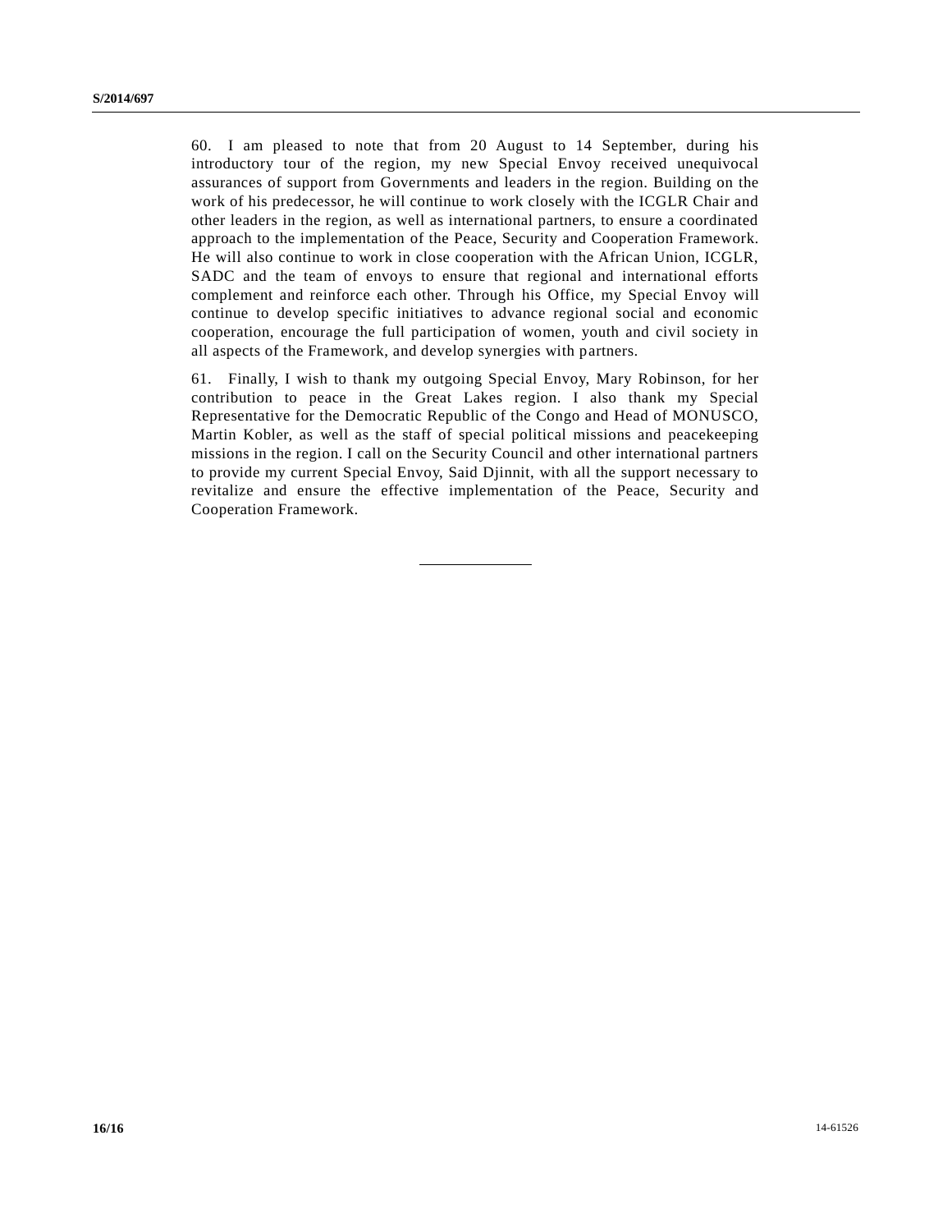60. I am pleased to note that from 20 August to 14 September, during his introductory tour of the region, my new Special Envoy received unequivocal assurances of support from Governments and leaders in the region. Building on the work of his predecessor, he will continue to work closely with the ICGLR Chair and other leaders in the region, as well as international partners, to ensure a coordinated approach to the implementation of the Peace, Security and Cooperation Framework. He will also continue to work in close cooperation with the African Union, ICGLR, SADC and the team of envoys to ensure that regional and international efforts complement and reinforce each other. Through his Office, my Special Envoy will continue to develop specific initiatives to advance regional social and economic cooperation, encourage the full participation of women, youth and civil society in all aspects of the Framework, and develop synergies with partners.

61. Finally, I wish to thank my outgoing Special Envoy, Mary Robinson, for her contribution to peace in the Great Lakes region. I also thank my Special Representative for the Democratic Republic of the Congo and Head of MONUSCO, Martin Kobler, as well as the staff of special political missions and peacekeeping missions in the region. I call on the Security Council and other international partners to provide my current Special Envoy, Said Djinnit, with all the support necessary to revitalize and ensure the effective implementation of the Peace, Security and Cooperation Framework.